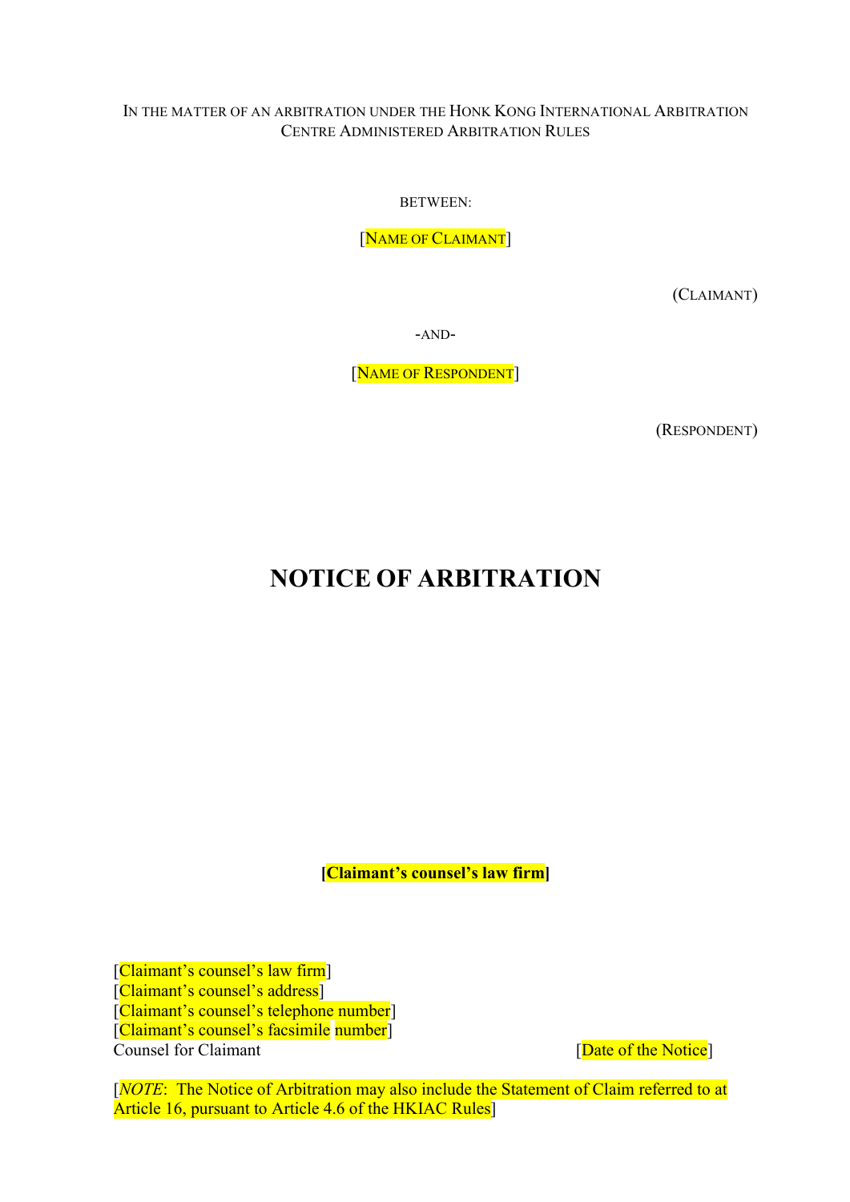IN THE MATTER OF AN ARBITRATION UNDER THE HONK KONG INTERNATIONAL ARBITRATION CENTRE ADMINISTERED ARBITRATION RULES

BETWEEN:

[NAME OF CLAIMANT]

(CLAIMANT)

-AND-

[NAME OF RESPONDENT]

(RESPONDENT)

# NOTICE OF ARBITRATION

**[Claimant's counsel's law firm]**

[Claimant's counsel's law firm]
[Claimant's counsel's address]
[Claimant's counsel's telephone number]
[Claimant's counsel's facsimile number]
Counsel for Claimant

[Date of the Notice]

[*NOTE*: The Notice of Arbitration may also include the Statement of Claim referred to at Article 16, pursuant to Article 4.6 of the HKIAC Rules]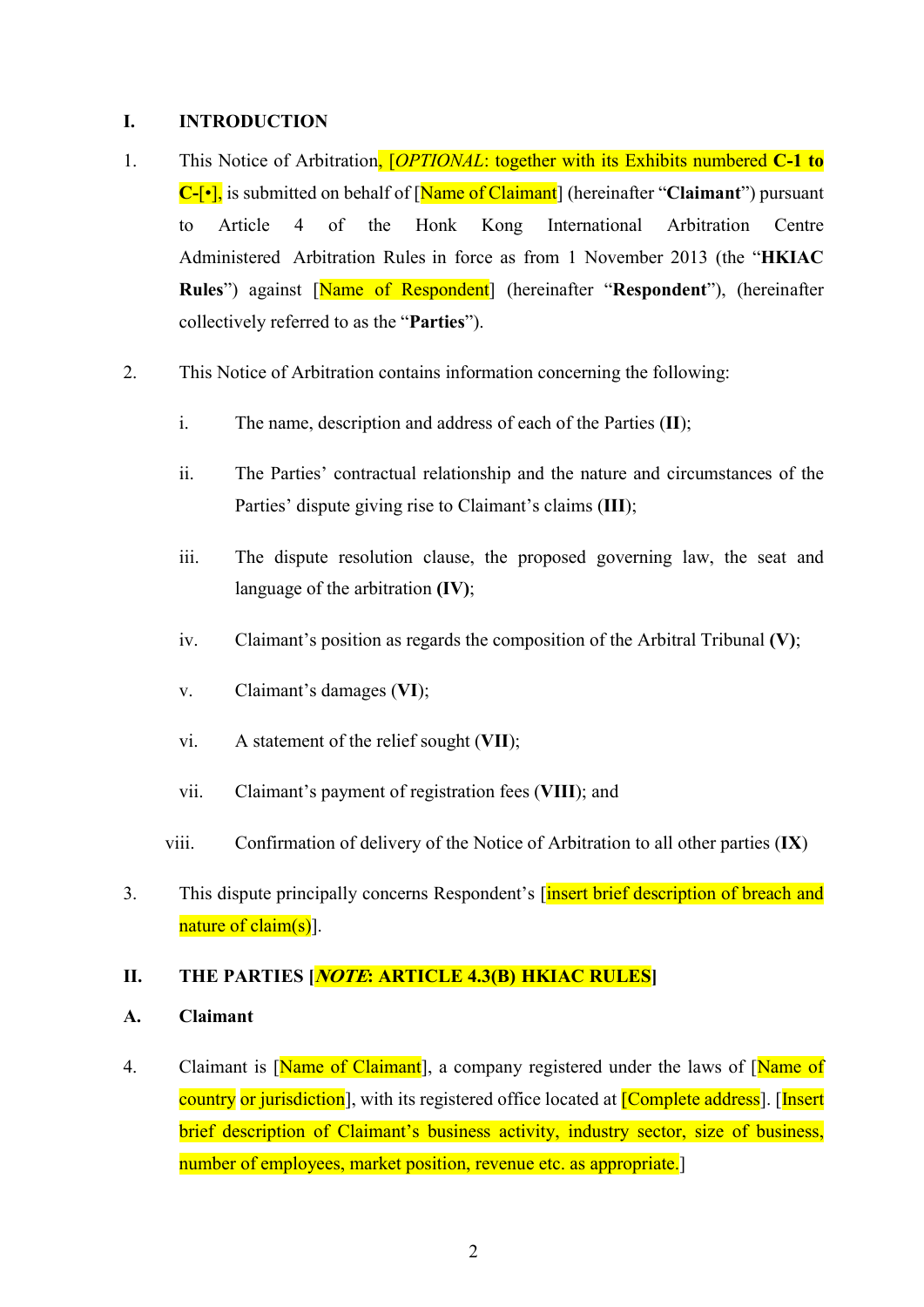## I. INTRODUCTION

1. This Notice of Arbitration, [*OPTIONAL*: together with its Exhibits numbered **C-1 to C-[•]**, is submitted on behalf of [Name of Claimant] (hereinafter "**Claimant**") pursuant to Article 4 of the Honk Kong International Arbitration Centre Administered Arbitration Rules in force as from 1 November 2013 (the "**HKIAC Rules**") against [Name of Respondent] (hereinafter "**Respondent**"), (hereinafter collectively referred to as the "**Parties**").

2. This Notice of Arbitration contains information concerning the following:

   i. The name, description and address of each of the Parties (**II**);

   ii. The Parties' contractual relationship and the nature and circumstances of the Parties' dispute giving rise to Claimant's claims (**III**);

   iii. The dispute resolution clause, the proposed governing law, the seat and language of the arbitration **(IV)**;

   iv. Claimant's position as regards the composition of the Arbitral Tribunal **(V)**;

   v. Claimant's damages (**VI**);

   vi. A statement of the relief sought (**VII**);

   vii. Claimant's payment of registration fees (**VIII**); and

   viii. Confirmation of delivery of the Notice of Arbitration to all other parties (**IX**)

3. This dispute principally concerns Respondent's [insert brief description of breach and nature of claim(s)].

## II. THE PARTIES [*NOTE*: ARTICLE 4.3(B) HKIAC RULES]

### A. Claimant

4. Claimant is [Name of Claimant], a company registered under the laws of [Name of country or jurisdiction], with its registered office located at [Complete address]. [Insert brief description of Claimant's business activity, industry sector, size of business, number of employees, market position, revenue etc. as appropriate.]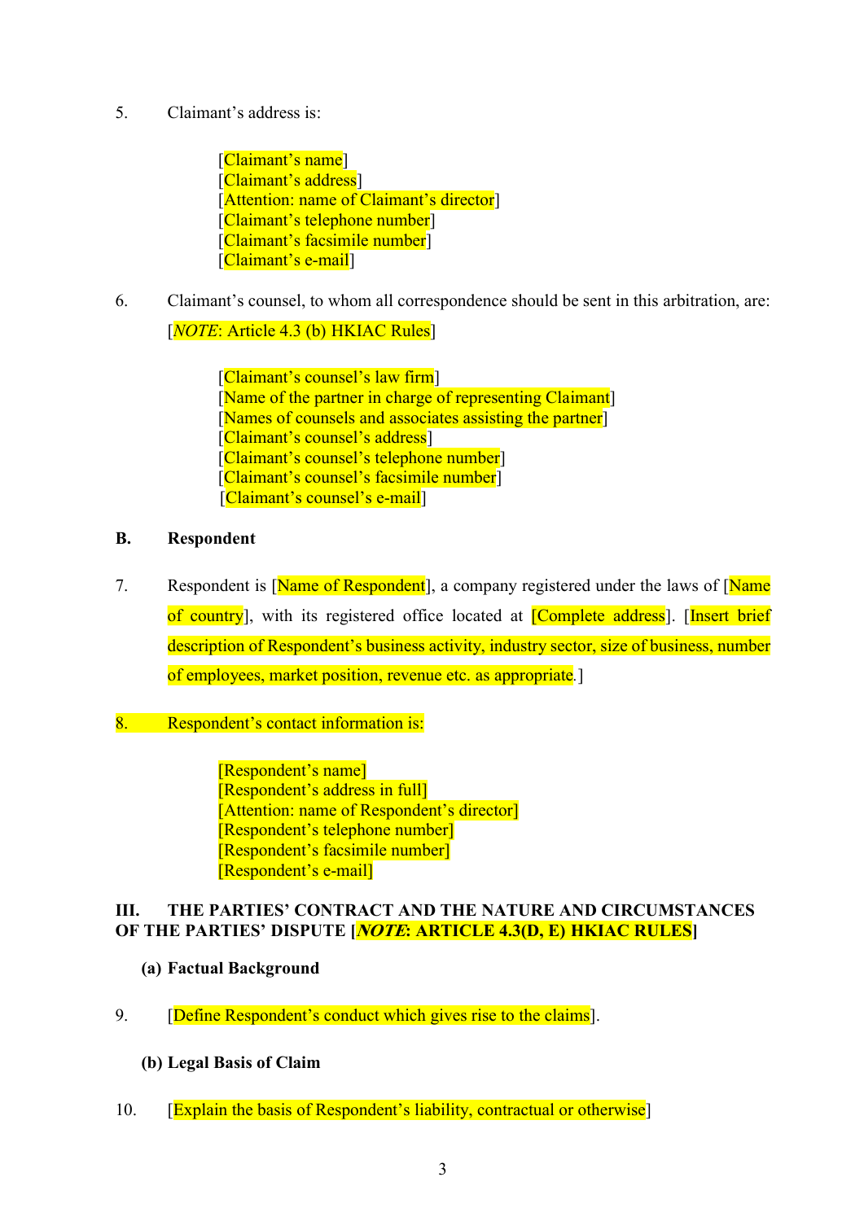5. Claimant's address is:

    [Claimant's name]
    [Claimant's address]
    [Attention: name of Claimant's director]
    [Claimant's telephone number]
    [Claimant's facsimile number]
    [Claimant's e-mail]

6. Claimant's counsel, to whom all correspondence should be sent in this arbitration, are: [*NOTE*: Article 4.3 (b) HKIAC Rules]

    [Claimant's counsel's law firm]
    [Name of the partner in charge of representing Claimant]
    [Names of counsels and associates assisting the partner]
    [Claimant's counsel's address]
    [Claimant's counsel's telephone number]
    [Claimant's counsel's facsimile number]
    [Claimant's counsel's e-mail]

### B. Respondent

7. Respondent is [Name of Respondent], a company registered under the laws of [Name of country], with its registered office located at [Complete address]. [Insert brief description of Respondent's business activity, industry sector, size of business, number of employees, market position, revenue etc. as appropriate.]

8. Respondent's contact information is:

    [Respondent's name]
    [Respondent's address in full]
    [Attention: name of Respondent's director]
    [Respondent's telephone number]
    [Respondent's facsimile number]
    [Respondent's e-mail]

## III. THE PARTIES' CONTRACT AND THE NATURE AND CIRCUMSTANCES OF THE PARTIES' DISPUTE [*NOTE*: ARTICLE 4.3(D, E) HKIAC RULES]

### (a) Factual Background

9. [Define Respondent's conduct which gives rise to the claims].

### (b) Legal Basis of Claim

10. [Explain the basis of Respondent's liability, contractual or otherwise]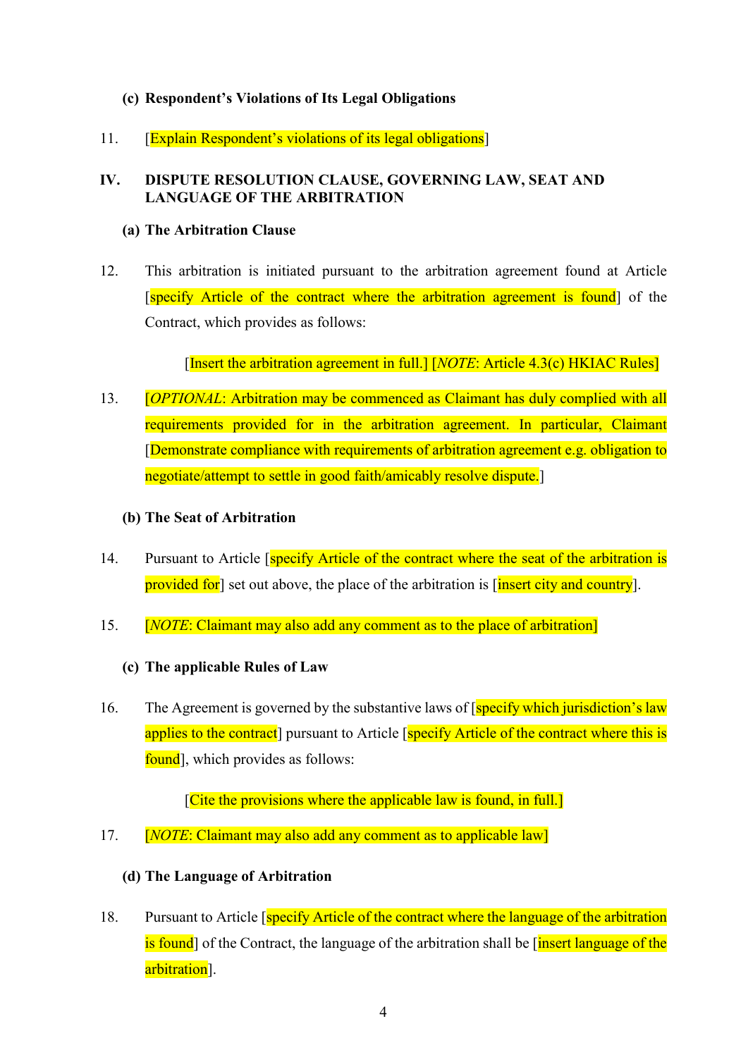**(c) Respondent's Violations of Its Legal Obligations**

11. [Explain Respondent's violations of its legal obligations]

## IV. DISPUTE RESOLUTION CLAUSE, GOVERNING LAW, SEAT AND LANGUAGE OF THE ARBITRATION

**(a) The Arbitration Clause**

12. This arbitration is initiated pursuant to the arbitration agreement found at Article [specify Article of the contract where the arbitration agreement is found] of the Contract, which provides as follows:

> [Insert the arbitration agreement in full.] [*NOTE*: Article 4.3(c) HKIAC Rules]

13. [*OPTIONAL*: Arbitration may be commenced as Claimant has duly complied with all requirements provided for in the arbitration agreement. In particular, Claimant [Demonstrate compliance with requirements of arbitration agreement e.g. obligation to negotiate/attempt to settle in good faith/amicably resolve dispute.]

**(b) The Seat of Arbitration**

14. Pursuant to Article [specify Article of the contract where the seat of the arbitration is provided for] set out above, the place of the arbitration is [insert city and country].

15. [*NOTE*: Claimant may also add any comment as to the place of arbitration]

**(c) The applicable Rules of Law**

16. The Agreement is governed by the substantive laws of [specify which jurisdiction's law applies to the contract] pursuant to Article [specify Article of the contract where this is found], which provides as follows:

> [Cite the provisions where the applicable law is found, in full.]

17. [*NOTE*: Claimant may also add any comment as to applicable law]

**(d) The Language of Arbitration**

18. Pursuant to Article [specify Article of the contract where the language of the arbitration is found] of the Contract, the language of the arbitration shall be [insert language of the arbitration].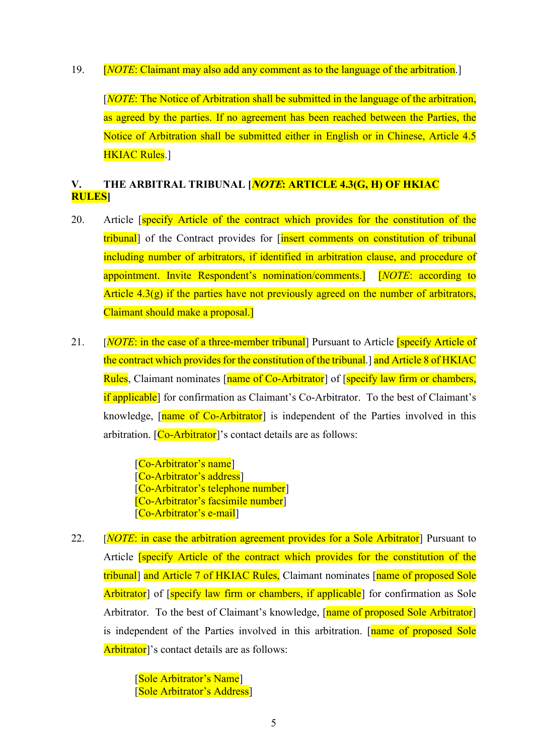19. [*NOTE*: Claimant may also add any comment as to the language of the arbitration.]

    [*NOTE*: The Notice of Arbitration shall be submitted in the language of the arbitration, as agreed by the parties. If no agreement has been reached between the Parties, the Notice of Arbitration shall be submitted either in English or in Chinese, Article 4.5 HKIAC Rules.]

## V. THE ARBITRAL TRIBUNAL [*NOTE*: ARTICLE 4.3(G, H) OF HKIAC RULES]

20. Article [specify Article of the contract which provides for the constitution of the tribunal] of the Contract provides for [insert comments on constitution of tribunal including number of arbitrators, if identified in arbitration clause, and procedure of appointment. Invite Respondent's nomination/comments.] [*NOTE*: according to Article 4.3(g) if the parties have not previously agreed on the number of arbitrators, Claimant should make a proposal.]

21. [*NOTE*: in the case of a three-member tribunal] Pursuant to Article [specify Article of the contract which provides for the constitution of the tribunal.] and Article 8 of HKIAC Rules, Claimant nominates [name of Co-Arbitrator] of [specify law firm or chambers, if applicable] for confirmation as Claimant's Co-Arbitrator. To the best of Claimant's knowledge, [name of Co-Arbitrator] is independent of the Parties involved in this arbitration. [Co-Arbitrator]'s contact details are as follows:

    [Co-Arbitrator's name]
    [Co-Arbitrator's address]
    [Co-Arbitrator's telephone number]
    [Co-Arbitrator's facsimile number]
    [Co-Arbitrator's e-mail]

22. [*NOTE*: in case the arbitration agreement provides for a Sole Arbitrator] Pursuant to Article [specify Article of the contract which provides for the constitution of the tribunal] and Article 7 of HKIAC Rules, Claimant nominates [name of proposed Sole Arbitrator] of [specify law firm or chambers, if applicable] for confirmation as Sole Arbitrator. To the best of Claimant's knowledge, [name of proposed Sole Arbitrator] is independent of the Parties involved in this arbitration. [name of proposed Sole Arbitrator]'s contact details are as follows:

    [Sole Arbitrator's Name]
    [Sole Arbitrator's Address]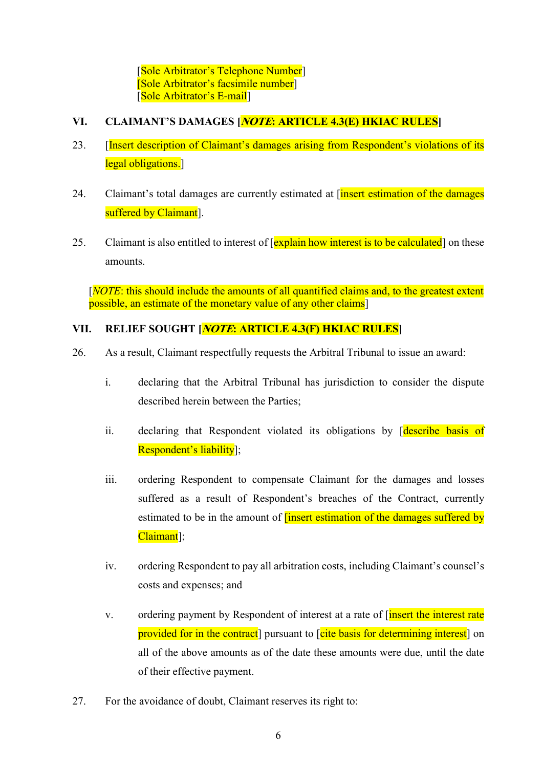[Sole Arbitrator's Telephone Number]
[Sole Arbitrator's facsimile number]
[Sole Arbitrator's E-mail]

## VI. CLAIMANT'S DAMAGES [*NOTE*: ARTICLE 4.3(E) HKIAC RULES]

23. [Insert description of Claimant's damages arising from Respondent's violations of its legal obligations.]

24. Claimant's total damages are currently estimated at [insert estimation of the damages suffered by Claimant].

25. Claimant is also entitled to interest of [explain how interest is to be calculated] on these amounts.

[*NOTE*: this should include the amounts of all quantified claims and, to the greatest extent possible, an estimate of the monetary value of any other claims]

## VII. RELIEF SOUGHT [*NOTE*: ARTICLE 4.3(F) HKIAC RULES]

26. As a result, Claimant respectfully requests the Arbitral Tribunal to issue an award:

   i. declaring that the Arbitral Tribunal has jurisdiction to consider the dispute described herein between the Parties;

   ii. declaring that Respondent violated its obligations by [describe basis of Respondent's liability];

   iii. ordering Respondent to compensate Claimant for the damages and losses suffered as a result of Respondent's breaches of the Contract, currently estimated to be in the amount of [insert estimation of the damages suffered by Claimant];

   iv. ordering Respondent to pay all arbitration costs, including Claimant's counsel's costs and expenses; and

   v. ordering payment by Respondent of interest at a rate of [insert the interest rate provided for in the contract] pursuant to [cite basis for determining interest] on all of the above amounts as of the date these amounts were due, until the date of their effective payment.

27. For the avoidance of doubt, Claimant reserves its right to: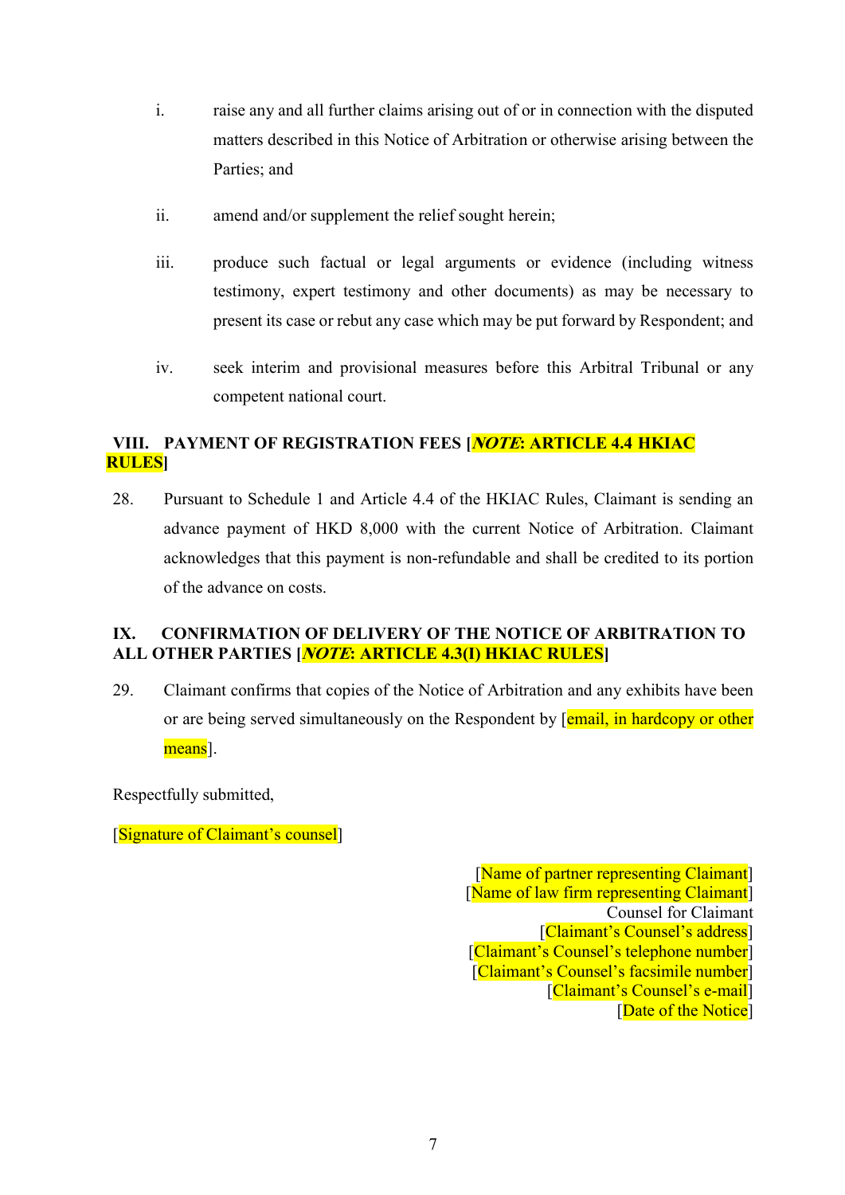i. raise any and all further claims arising out of or in connection with the disputed matters described in this Notice of Arbitration or otherwise arising between the Parties; and

ii. amend and/or supplement the relief sought herein;

iii. produce such factual or legal arguments or evidence (including witness testimony, expert testimony and other documents) as may be necessary to present its case or rebut any case which may be put forward by Respondent; and

iv. seek interim and provisional measures before this Arbitral Tribunal or any competent national court.

## VIII. PAYMENT OF REGISTRATION FEES [***NOTE*: ARTICLE 4.4 HKIAC RULES**]

28. Pursuant to Schedule 1 and Article 4.4 of the HKIAC Rules, Claimant is sending an advance payment of HKD 8,000 with the current Notice of Arbitration. Claimant acknowledges that this payment is non-refundable and shall be credited to its portion of the advance on costs.

## IX. CONFIRMATION OF DELIVERY OF THE NOTICE OF ARBITRATION TO ALL OTHER PARTIES [***NOTE*: ARTICLE 4.3(I) HKIAC RULES**]

29. Claimant confirms that copies of the Notice of Arbitration and any exhibits have been or are being served simultaneously on the Respondent by [email, in hardcopy or other means].

Respectfully submitted,

[Signature of Claimant's counsel]

[Name of partner representing Claimant]
[Name of law firm representing Claimant]
Counsel for Claimant
[Claimant's Counsel's address]
[Claimant's Counsel's telephone number]
[Claimant's Counsel's facsimile number]
[Claimant's Counsel's e-mail]
[Date of the Notice]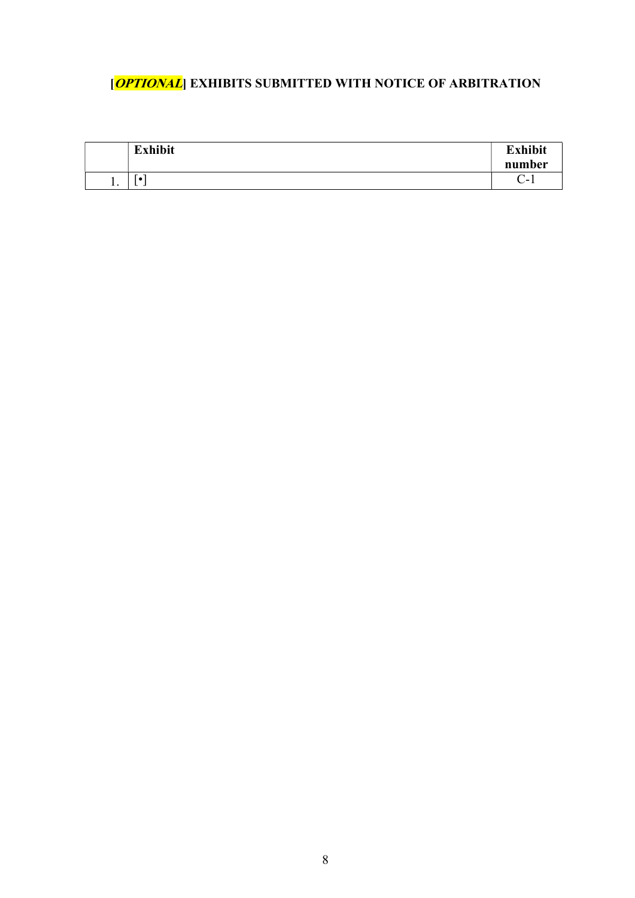# [***OPTIONAL***] EXHIBITS SUBMITTED WITH NOTICE OF ARBITRATION

| | **Exhibit** | **Exhibit number** |
|---|---|---|
| 1. | [•] | C-1 |